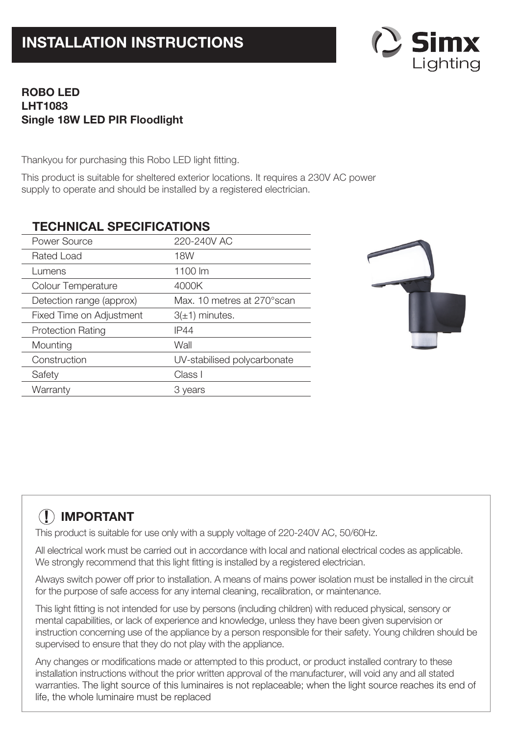# INSTALLATION INSTRUCTIONS

**ROBO LED**
**LHT1083**
**Single 18W LED PIR Floodlight**

Thankyou for purchasing this Robo LED light fitting.

This product is suitable for sheltered exterior locations. It requires a 230V AC power supply to operate and should be installed by a registered electrician.

## TECHNICAL SPECIFICATIONS

| | |
|---|---|
| Power Source | 220-240V AC |
| Rated Load | 18W |
| Lumens | 1100 lm |
| Colour Temperature | 4000K |
| Detection range (approx) | Max. 10 metres at 270°scan |
| Fixed Time on Adjustment | 3(±1) minutes. |
| Protection Rating | IP44 |
| Mounting | Wall |
| Construction | UV-stabilised polycarbonate |
| Safety | Class I |
| Warranty | 3 years |

## IMPORTANT

This product is suitable for use only with a supply voltage of 220-240V AC, 50/60Hz.

All electrical work must be carried out in accordance with local and national electrical codes as applicable. We strongly recommend that this light fitting is installed by a registered electrician.

Always switch power off prior to installation. A means of mains power isolation must be installed in the circuit for the purpose of safe access for any internal cleaning, recalibration, or maintenance.

This light fitting is not intended for use by persons (including children) with reduced physical, sensory or mental capabilities, or lack of experience and knowledge, unless they have been given supervision or instruction concerning use of the appliance by a person responsible for their safety. Young children should be supervised to ensure that they do not play with the appliance.

Any changes or modifications made or attempted to this product, or product installed contrary to these installation instructions without the prior written approval of the manufacturer, will void any and all stated warranties. The light source of this luminaires is not replaceable; when the light source reaches its end of life, the whole luminaire must be replaced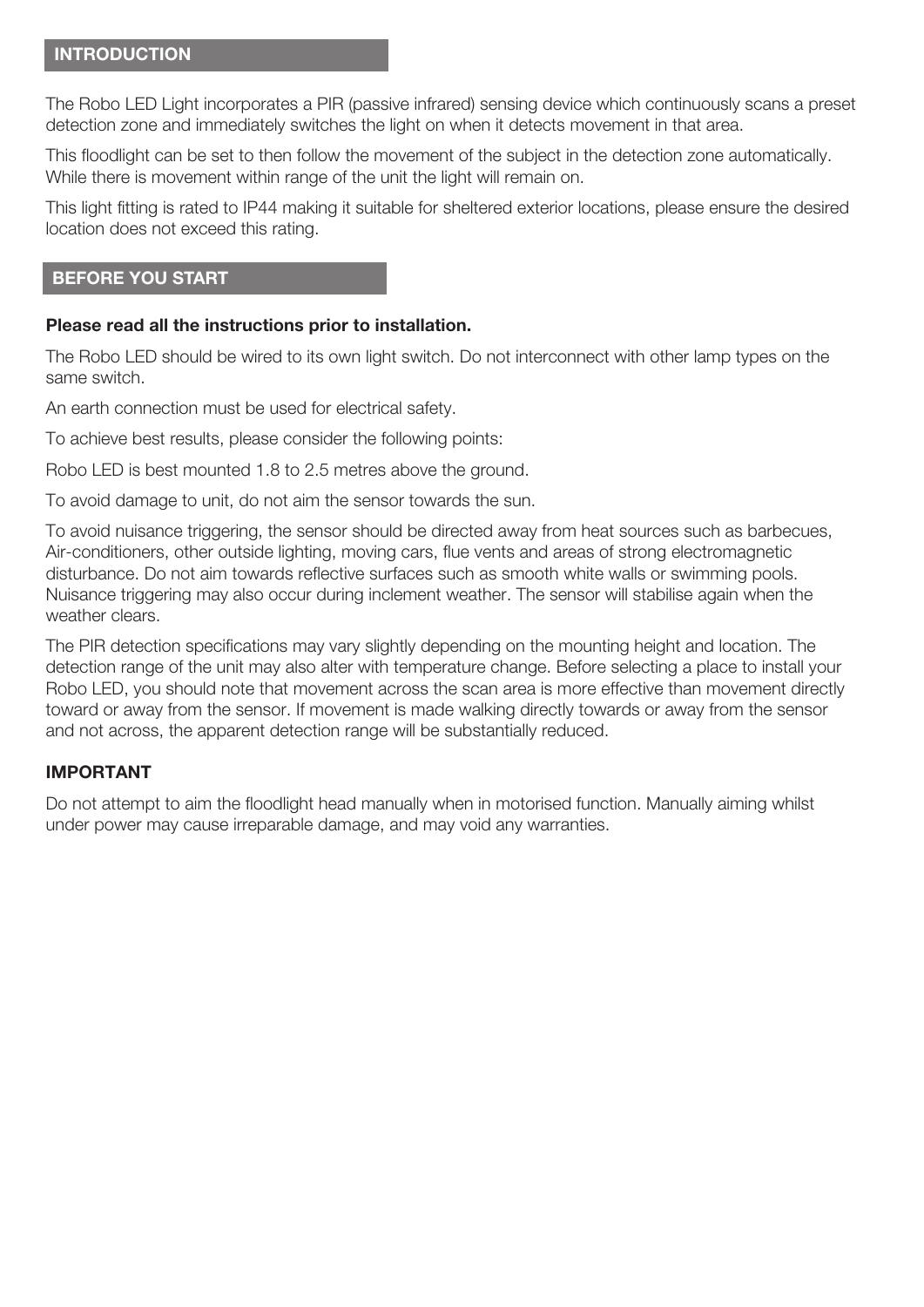## INTRODUCTION

The Robo LED Light incorporates a PIR (passive infrared) sensing device which continuously scans a preset detection zone and immediately switches the light on when it detects movement in that area.

This floodlight can be set to then follow the movement of the subject in the detection zone automatically. While there is movement within range of the unit the light will remain on.

This light fitting is rated to IP44 making it suitable for sheltered exterior locations, please ensure the desired location does not exceed this rating.

## BEFORE YOU START

**Please read all the instructions prior to installation.**

The Robo LED should be wired to its own light switch. Do not interconnect with other lamp types on the same switch.

An earth connection must be used for electrical safety.

To achieve best results, please consider the following points:

Robo LED is best mounted 1.8 to 2.5 metres above the ground.

To avoid damage to unit, do not aim the sensor towards the sun.

To avoid nuisance triggering, the sensor should be directed away from heat sources such as barbecues, Air-conditioners, other outside lighting, moving cars, flue vents and areas of strong electromagnetic disturbance. Do not aim towards reflective surfaces such as smooth white walls or swimming pools. Nuisance triggering may also occur during inclement weather. The sensor will stabilise again when the weather clears.

The PIR detection specifications may vary slightly depending on the mounting height and location. The detection range of the unit may also alter with temperature change. Before selecting a place to install your Robo LED, you should note that movement across the scan area is more effective than movement directly toward or away from the sensor. If movement is made walking directly towards or away from the sensor and not across, the apparent detection range will be substantially reduced.

### IMPORTANT

Do not attempt to aim the floodlight head manually when in motorised function. Manually aiming whilst under power may cause irreparable damage, and may void any warranties.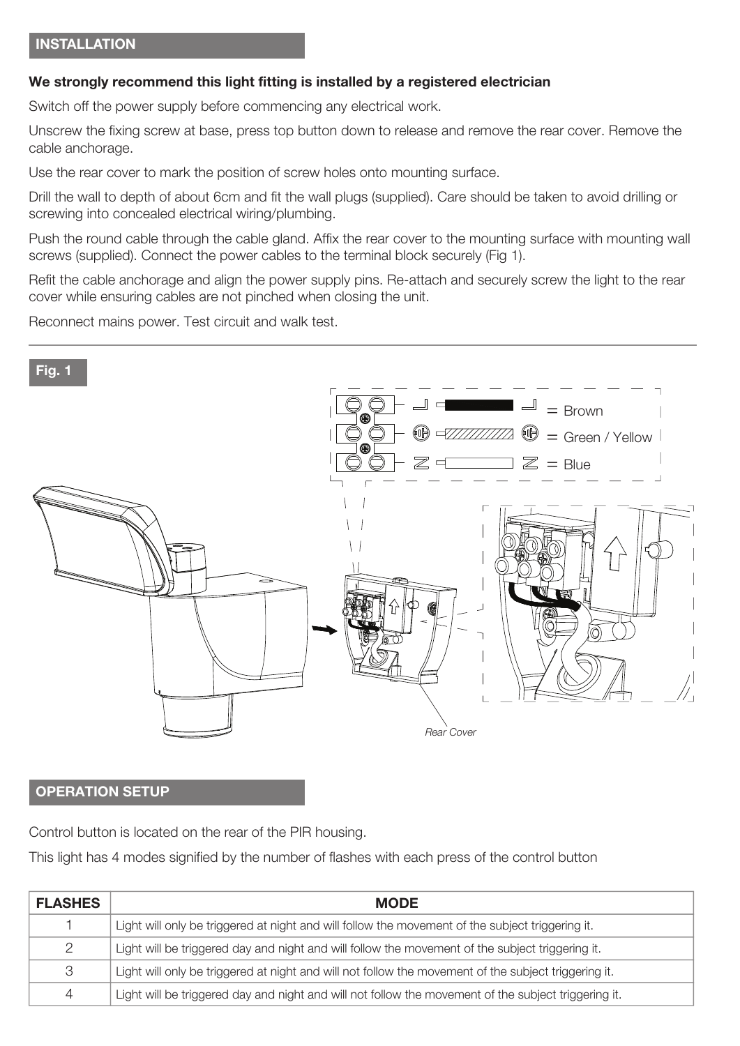## INSTALLATION

**We strongly recommend this light fitting is installed by a registered electrician**

Switch off the power supply before commencing any electrical work.

Unscrew the fixing screw at base, press top button down to release and remove the rear cover. Remove the cable anchorage.

Use the rear cover to mark the position of screw holes onto mounting surface.

Drill the wall to depth of about 6cm and fit the wall plugs (supplied). Care should be taken to avoid drilling or screwing into concealed electrical wiring/plumbing.

Push the round cable through the cable gland. Affix the rear cover to the mounting surface with mounting wall screws (supplied). Connect the power cables to the terminal block securely (Fig 1).

Refit the cable anchorage and align the power supply pins. Re-attach and securely screw the light to the rear cover while ensuring cables are not pinched when closing the unit.

Reconnect mains power. Test circuit and walk test.

### Fig. 1

L = Brown

⏚ = Green / Yellow

N = Blue

*Rear Cover*

## OPERATION SETUP

Control button is located on the rear of the PIR housing.

This light has 4 modes signified by the number of flashes with each press of the control button

| FLASHES | MODE |
|---|---|
| 1 | Light will only be triggered at night and will follow the movement of the subject triggering it. |
| 2 | Light will be triggered day and night and will follow the movement of the subject triggering it. |
| 3 | Light will only be triggered at night and will not follow the movement of the subject triggering it. |
| 4 | Light will be triggered day and night and will not follow the movement of the subject triggering it. |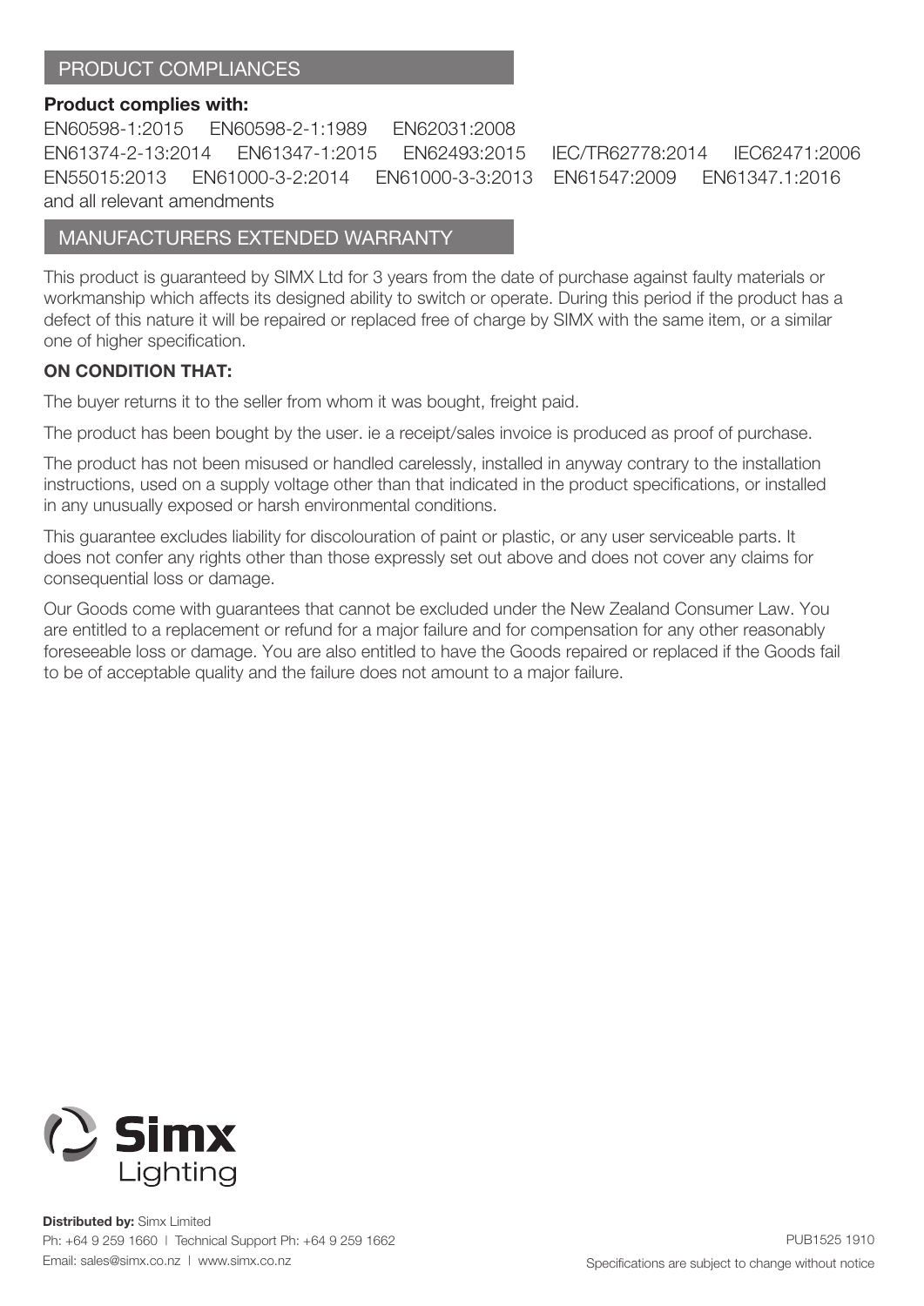## PRODUCT COMPLIANCES

**Product complies with:**

EN60598-1:2015 EN60598-2-1:1989 EN62031:2008
EN61374-2-13:2014 EN61347-1:2015 EN62493:2015 IEC/TR62778:2014 IEC62471:2006
EN55015:2013 EN61000-3-2:2014 EN61000-3-3:2013 EN61547:2009 EN61347.1:2016
and all relevant amendments

## MANUFACTURERS EXTENDED WARRANTY

This product is guaranteed by SIMX Ltd for 3 years from the date of purchase against faulty materials or workmanship which affects its designed ability to switch or operate. During this period if the product has a defect of this nature it will be repaired or replaced free of charge by SIMX with the same item, or a similar one of higher specification.

**ON CONDITION THAT:**

The buyer returns it to the seller from whom it was bought, freight paid.

The product has been bought by the user. ie a receipt/sales invoice is produced as proof of purchase.

The product has not been misused or handled carelessly, installed in anyway contrary to the installation instructions, used on a supply voltage other than that indicated in the product specifications, or installed in any unusually exposed or harsh environmental conditions.

This guarantee excludes liability for discolouration of paint or plastic, or any user serviceable parts. It does not confer any rights other than those expressly set out above and does not cover any claims for consequential loss or damage.

Our Goods come with guarantees that cannot be excluded under the New Zealand Consumer Law. You are entitled to a replacement or refund for a major failure and for compensation for any other reasonably foreseeable loss or damage. You are also entitled to have the Goods repaired or replaced if the Goods fail to be of acceptable quality and the failure does not amount to a major failure.

Simx Lighting

**Distributed by:** Simx Limited
Ph: +64 9 259 1660 | Technical Support Ph: +64 9 259 1662
Email: sales@simx.co.nz | www.simx.co.nz

PUB1525 1910
Specifications are subject to change without notice